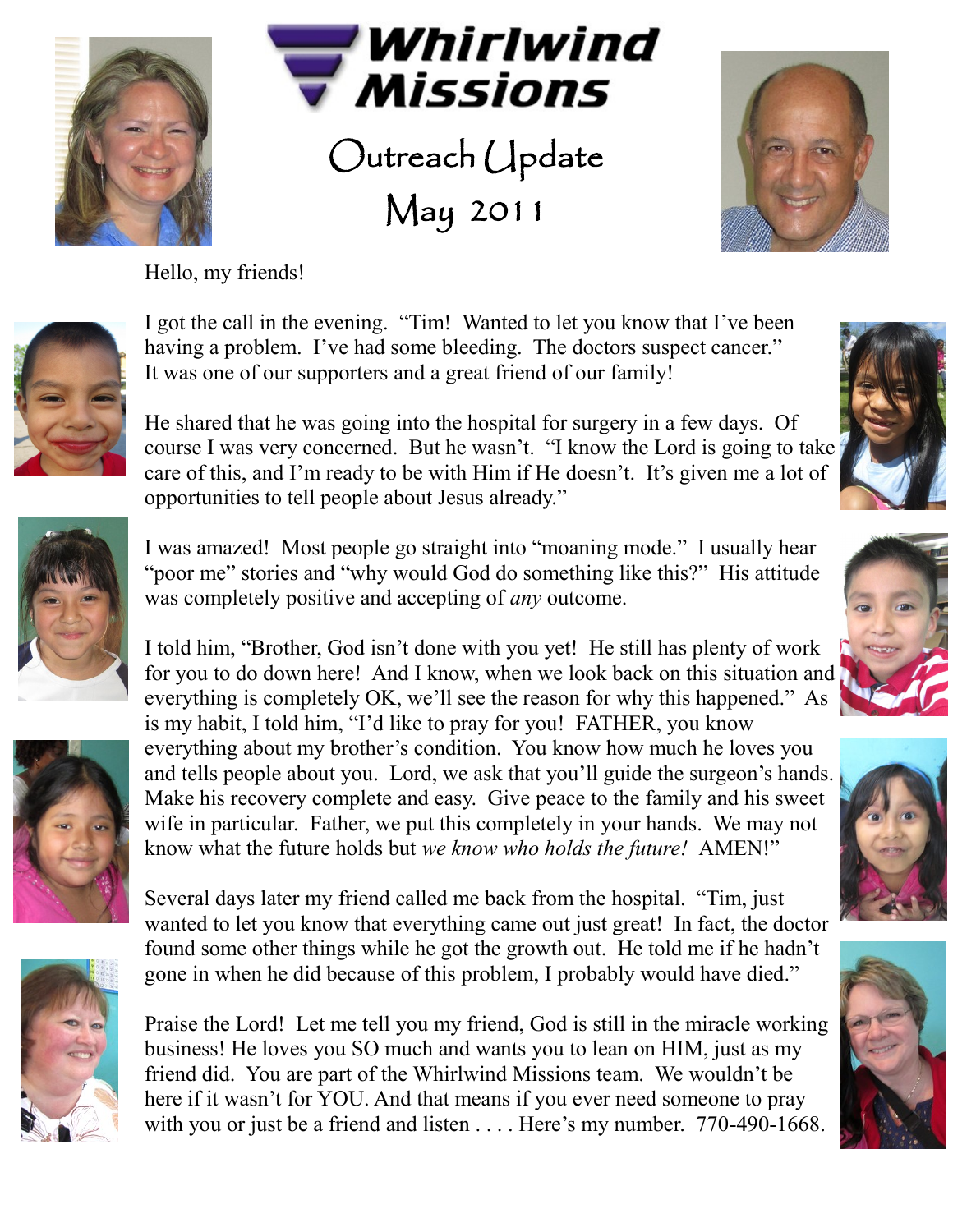# Whirlwind Missions

## Outreach Update

## May 2011

Hello, my friends!

I got the call in the evening. "Tim! Wanted to let you know that I've been having a problem. I've had some bleeding. The doctors suspect cancer." It was one of our supporters and a great friend of our family!

He shared that he was going into the hospital for surgery in a few days. Of course I was very concerned. But he wasn't. "I know the Lord is going to take care of this, and I'm ready to be with Him if He doesn't. It's given me a lot of opportunities to tell people about Jesus already."

I was amazed! Most people go straight into "moaning mode." I usually hear "poor me" stories and "why would God do something like this?" His attitude was completely positive and accepting of *any* outcome.

I told him, "Brother, God isn't done with you yet! He still has plenty of work for you to do down here! And I know, when we look back on this situation and everything is completely OK, we'll see the reason for why this happened." As is my habit, I told him, "I'd like to pray for you! FATHER, you know everything about my brother's condition. You know how much he loves you and tells people about you. Lord, we ask that you'll guide the surgeon's hands. Make his recovery complete and easy. Give peace to the family and his sweet wife in particular. Father, we put this completely in your hands. We may not know what the future holds but *we know who holds the future!* AMEN!"

Several days later my friend called me back from the hospital. "Tim, just wanted to let you know that everything came out just great! In fact, the doctor found some other things while he got the growth out. He told me if he hadn't gone in when he did because of this problem, I probably would have died."

Praise the Lord! Let me tell you my friend, God is still in the miracle working business! He loves you SO much and wants you to lean on HIM, just as my friend did. You are part of the Whirlwind Missions team. We wouldn't be here if it wasn't for YOU. And that means if you ever need someone to pray with you or just be a friend and listen . . . . Here's my number. 770-490-1668.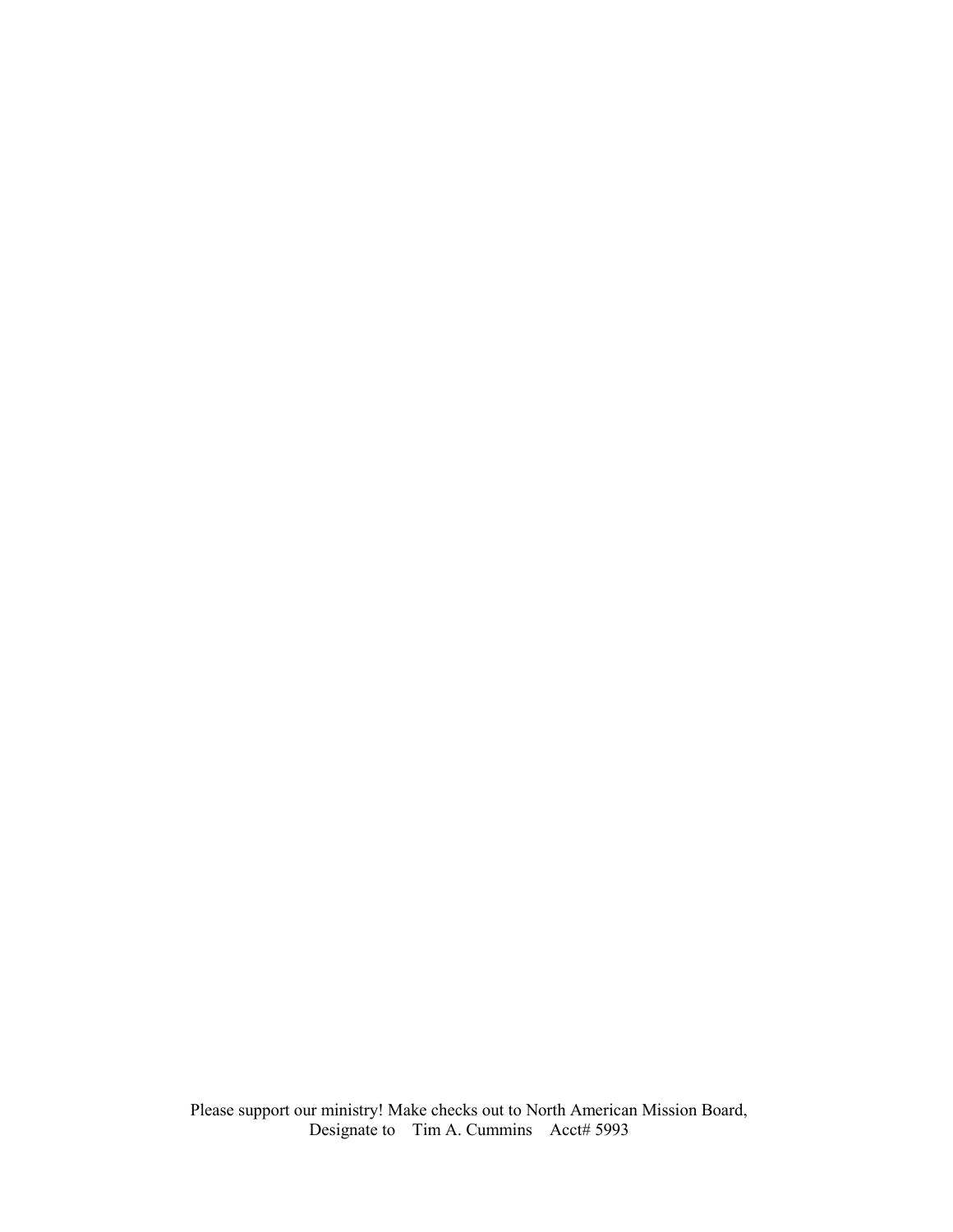Please support our ministry! Make checks out to North American Mission Board,
Designate to Tim A. Cummins Acct# 5993